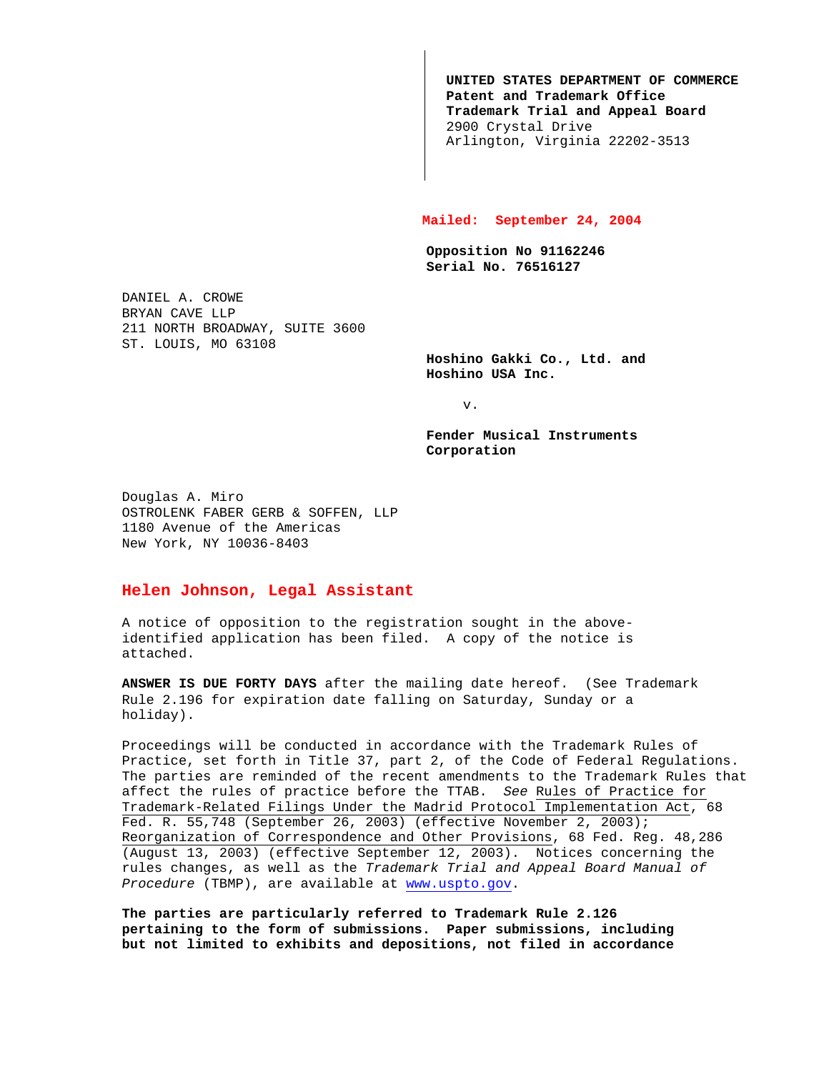**UNITED STATES DEPARTMENT OF COMMERCE**
**Patent and Trademark Office**
**Trademark Trial and Appeal Board**
2900 Crystal Drive
Arlington, Virginia 22202-3513

**Mailed: September 24, 2004**

**Opposition No 91162246**
**Serial No. 76516127**

DANIEL A. CROWE
BRYAN CAVE LLP
211 NORTH BROADWAY, SUITE 3600
ST. LOUIS, MO 63108

**Hoshino Gakki Co., Ltd. and Hoshino USA Inc.**

v.

**Fender Musical Instruments Corporation**

Douglas A. Miro
OSTROLENK FABER GERB & SOFFEN, LLP
1180 Avenue of the Americas
New York, NY 10036-8403

**Helen Johnson, Legal Assistant**

A notice of opposition to the registration sought in the above-identified application has been filed. A copy of the notice is attached.

**ANSWER IS DUE FORTY DAYS** after the mailing date hereof. (See Trademark Rule 2.196 for expiration date falling on Saturday, Sunday or a holiday).

Proceedings will be conducted in accordance with the Trademark Rules of Practice, set forth in Title 37, part 2, of the Code of Federal Regulations. The parties are reminded of the recent amendments to the Trademark Rules that affect the rules of practice before the TTAB. *See* Rules of Practice for Trademark-Related Filings Under the Madrid Protocol Implementation Act, 68 Fed. R. 55,748 (September 26, 2003) (effective November 2, 2003); Reorganization of Correspondence and Other Provisions, 68 Fed. Reg. 48,286 (August 13, 2003) (effective September 12, 2003). Notices concerning the rules changes, as well as the *Trademark Trial and Appeal Board Manual of Procedure* (TBMP), are available at www.uspto.gov.

**The parties are particularly referred to Trademark Rule 2.126 pertaining to the form of submissions. Paper submissions, including but not limited to exhibits and depositions, not filed in accordance**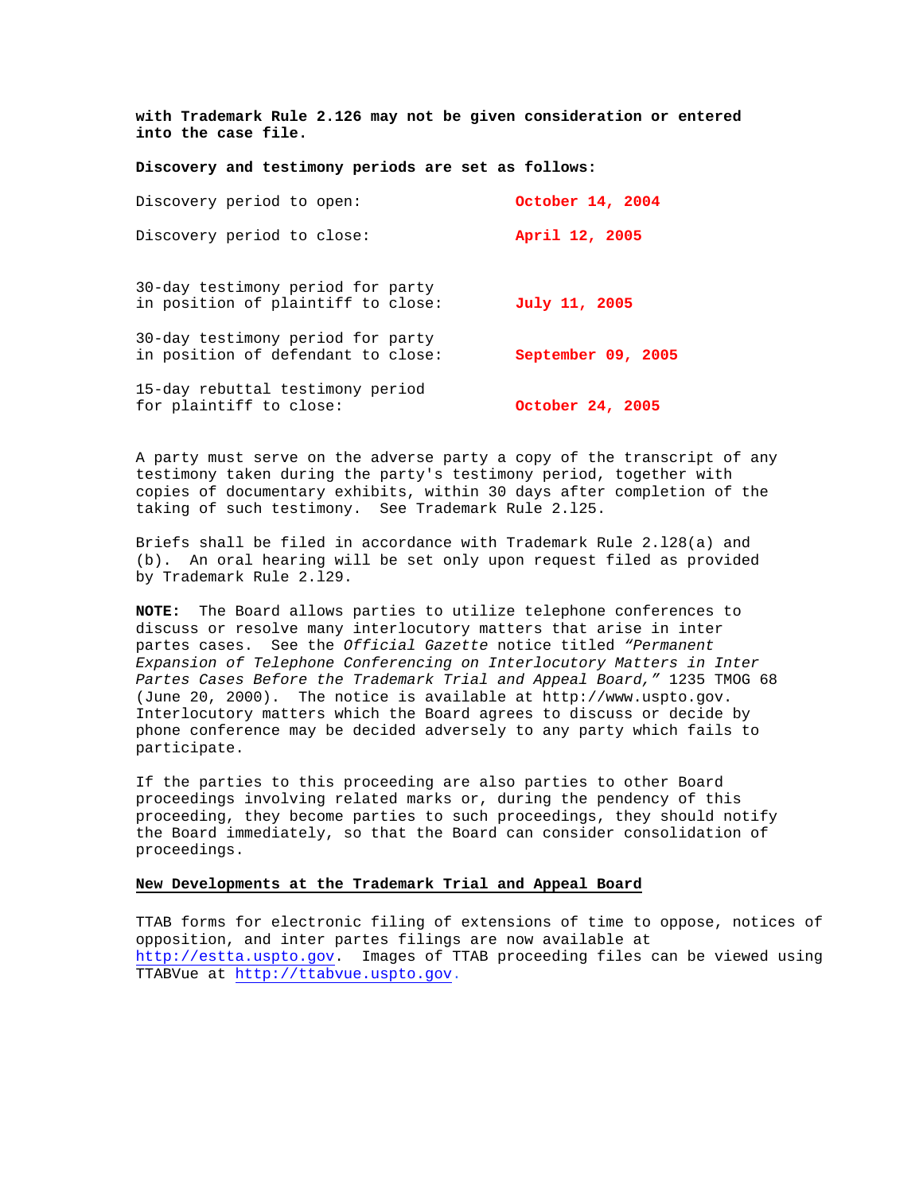**with Trademark Rule 2.126 may not be given consideration or entered into the case file.**

**Discovery and testimony periods are set as follows:**

| | |
|---|---|
| Discovery period to open: | **October 14, 2004** |
| Discovery period to close: | **April 12, 2005** |
| 30-day testimony period for party in position of plaintiff to close: | **July 11, 2005** |
| 30-day testimony period for party in position of defendant to close: | **September 09, 2005** |
| 15-day rebuttal testimony period for plaintiff to close: | **October 24, 2005** |

A party must serve on the adverse party a copy of the transcript of any testimony taken during the party's testimony period, together with copies of documentary exhibits, within 30 days after completion of the taking of such testimony. See Trademark Rule 2.l25.

Briefs shall be filed in accordance with Trademark Rule 2.l28(a) and (b). An oral hearing will be set only upon request filed as provided by Trademark Rule 2.l29.

**NOTE:** The Board allows parties to utilize telephone conferences to discuss or resolve many interlocutory matters that arise in inter partes cases. See the *Official Gazette* notice titled *"Permanent Expansion of Telephone Conferencing on Interlocutory Matters in Inter Partes Cases Before the Trademark Trial and Appeal Board,"* 1235 TMOG 68 (June 20, 2000). The notice is available at http://www.uspto.gov. Interlocutory matters which the Board agrees to discuss or decide by phone conference may be decided adversely to any party which fails to participate.

If the parties to this proceeding are also parties to other Board proceedings involving related marks or, during the pendency of this proceeding, they become parties to such proceedings, they should notify the Board immediately, so that the Board can consider consolidation of proceedings.

**New Developments at the Trademark Trial and Appeal Board**

TTAB forms for electronic filing of extensions of time to oppose, notices of opposition, and inter partes filings are now available at http://estta.uspto.gov. Images of TTAB proceeding files can be viewed using TTABVue at http://ttabvue.uspto.gov.